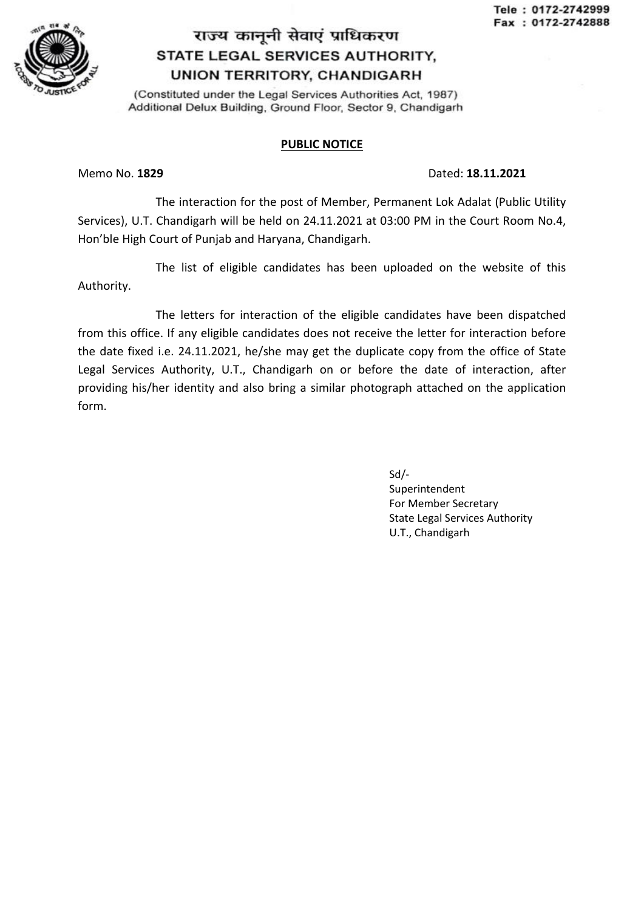Tele : 0172-2742999
Fax : 0172-2742888

# राज्य कानूनी सेवाएं प्राधिकरण
# STATE LEGAL SERVICES AUTHORITY, UNION TERRITORY, CHANDIGARH

(Constituted under the Legal Services Authorities Act, 1987)
Additional Delux Building, Ground Floor, Sector 9, Chandigarh

## PUBLIC NOTICE

Memo No. **1829** Dated: **18.11.2021**

The interaction for the post of Member, Permanent Lok Adalat (Public Utility Services), U.T. Chandigarh will be held on 24.11.2021 at 03:00 PM in the Court Room No.4, Hon'ble High Court of Punjab and Haryana, Chandigarh.

The list of eligible candidates has been uploaded on the website of this Authority.

The letters for interaction of the eligible candidates have been dispatched from this office. If any eligible candidates does not receive the letter for interaction before the date fixed i.e. 24.11.2021, he/she may get the duplicate copy from the office of State Legal Services Authority, U.T., Chandigarh on or before the date of interaction, after providing his/her identity and also bring a similar photograph attached on the application form.

Sd/-
Superintendent
For Member Secretary
State Legal Services Authority
U.T., Chandigarh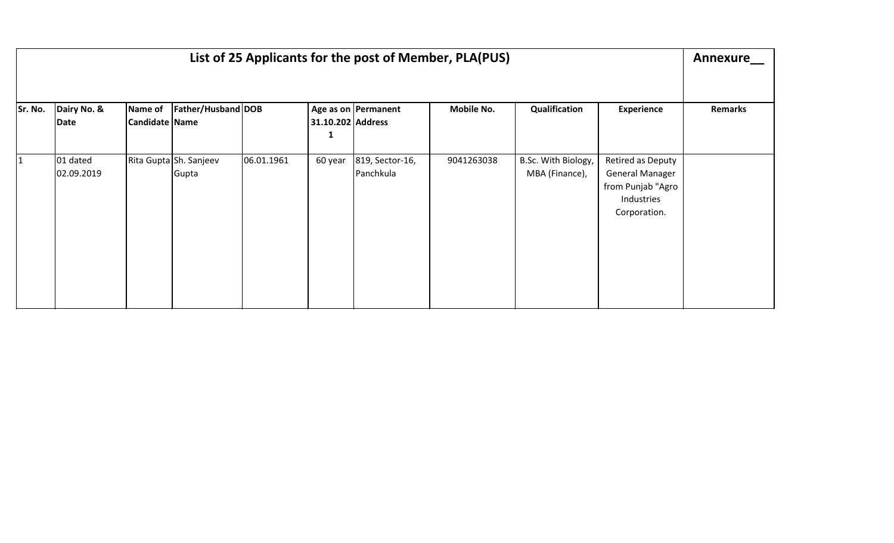# List of 25 Applicants for the post of Member, PLA(PUS)

Annexure__

| Sr. No. | Dairy No. & Date | Name of Candidate | Father/Husband Name | DOB | Age as on 31.10.2021 | Permanent Address | Mobile No. | Qualification | Experience | Remarks |
|---|---|---|---|---|---|---|---|---|---|---|
| 1 | 01 dated 02.09.2019 | Rita Gupta | Sh. Sanjeev Gupta | 06.01.1961 | 60 year | 819, Sector-16, Panchkula | 9041263038 | B.Sc. With Biology, MBA (Finance), | Retired as Deputy General Manager from Punjab "Agro Industries Corporation. | |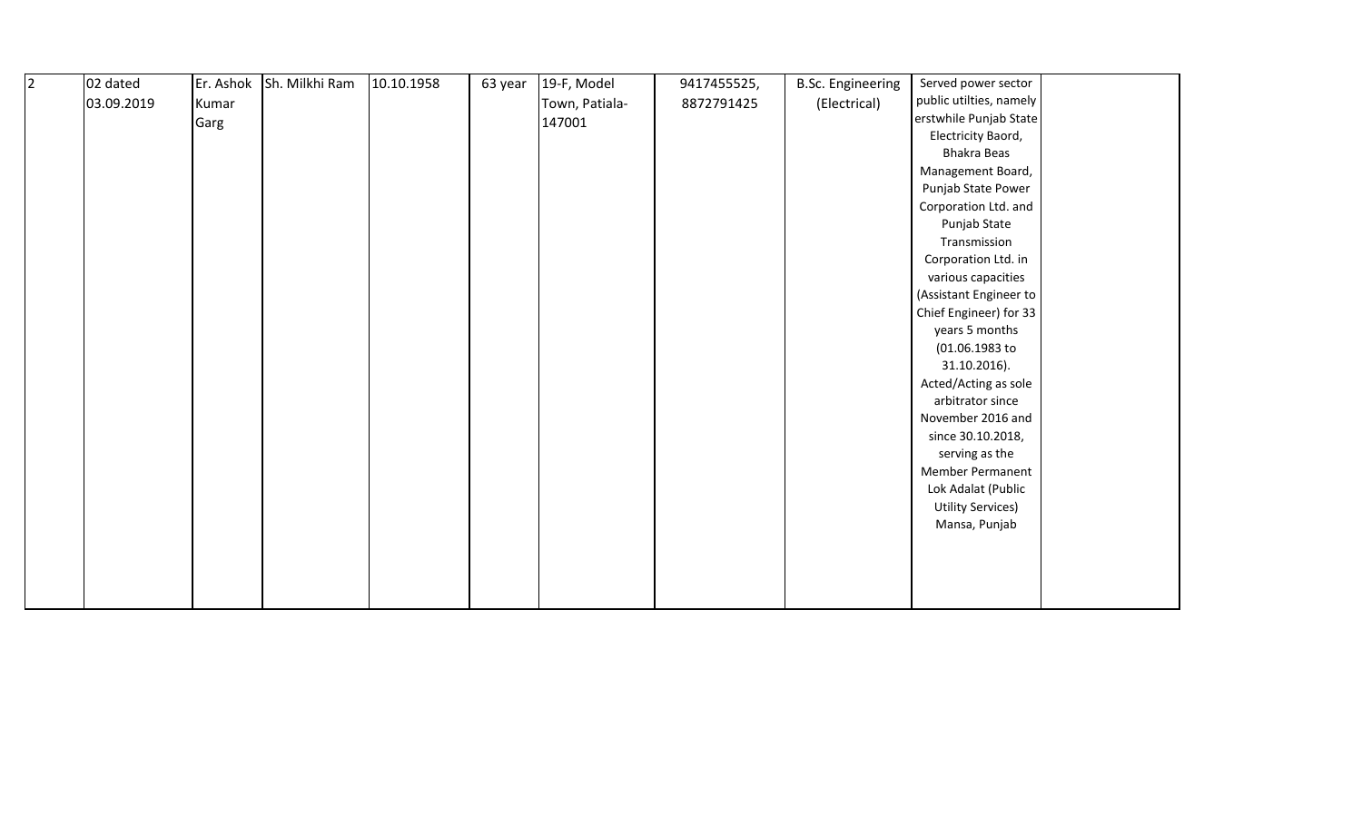| | | | | | | | | | | |
|---|---|---|---|---|---|---|---|---|---|---|
| 2 | 02 dated 03.09.2019 | Er. Ashok Kumar Garg | Sh. Milkhi Ram | 10.10.1958 | 63 year | 19-F, Model Town, Patiala-147001 | 9417455525, 8872791425 | B.Sc. Engineering (Electrical) | Served power sector public utilties, namely erstwhile Punjab State Electricity Baord, Bhakra Beas Management Board, Punjab State Power Corporation Ltd. and Punjab State Transmission Corporation Ltd. in various capacities (Assistant Engineer to Chief Engineer) for 33 years 5 months (01.06.1983 to 31.10.2016). Acted/Acting as sole arbitrator since November 2016 and since 30.10.2018, serving as the Member Permanent Lok Adalat (Public Utility Services) Mansa, Punjab | |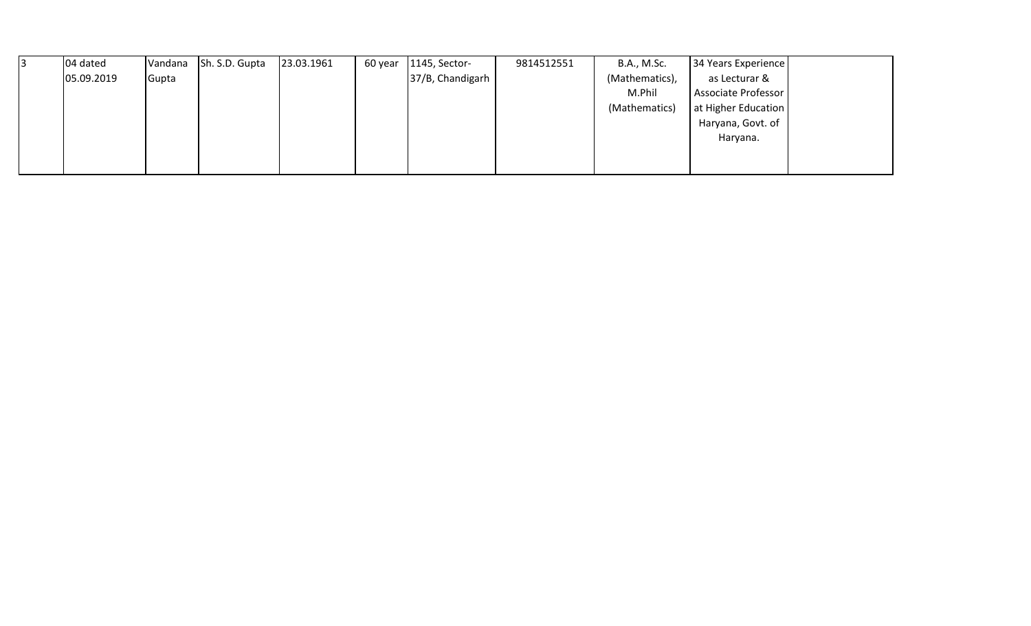| | | | | | | | | | | |
|---|---|---|---|---|---|---|---|---|---|---|
| 3 | 04 dated 05.09.2019 | Vandana Gupta | Sh. S.D. Gupta | 23.03.1961 | 60 year | 1145, Sector-37/B, Chandigarh | 9814512551 | B.A., M.Sc. (Mathematics), M.Phil (Mathematics) | 34 Years Experience as Lecturar & Associate Professor at Higher Education Haryana, Govt. of Haryana. | |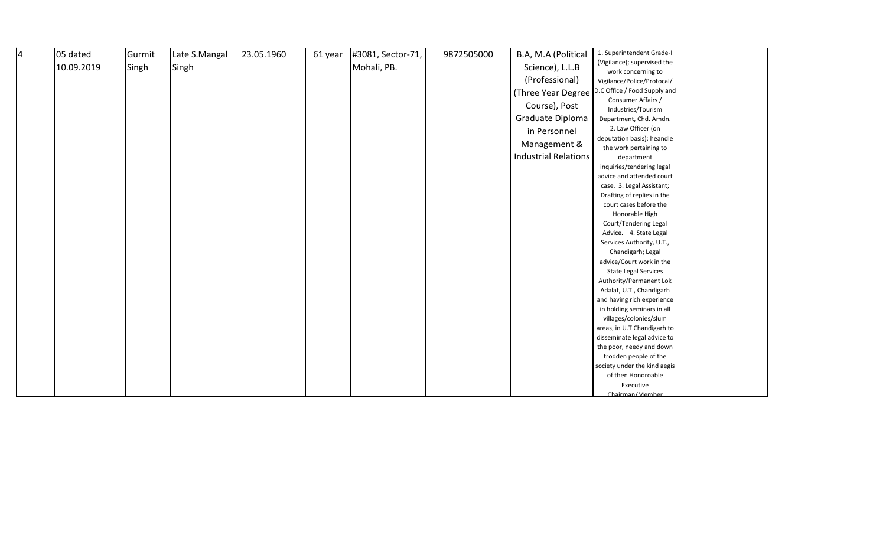| | | | | | | | | | | |
|---|---|---|---|---|---|---|---|---|---|---|
| 4 | 05 dated 10.09.2019 | Gurmit Singh | Late S.Mangal Singh | 23.05.1960 | 61 year | #3081, Sector-71, Mohali, PB. | 9872505000 | B.A, M.A (Political Science), L.L.B (Professional) (Three Year Degree Course), Post Graduate Diploma in Personnel Management & Industrial Relations | 1. Superintendent Grade-I (Vigilance); supervised the work concerning to Vigilance/Police/Protocal/ D.C Office / Food Supply and Consumer Affairs / Industries/Tourism Department, Chd. Amdn. 2. Law Officer (on deputation basis); heandle the work pertaining to department inquiries/tendering legal advice and attended court case. 3. Legal Assistant; Drafting of replies in the court cases before the Honorable High Court/Tendering Legal Advice. 4. State Legal Services Authority, U.T., Chandigarh; Legal advice/Court work in the State Legal Services Authority/Permanent Lok Adalat, U.T., Chandigarh and having rich experience in holding seminars in all villages/colonies/slum areas, in U.T Chandigarh to disseminate legal advice to the poor, needy and down trodden people of the society under the kind aegis of then Honoroable Executive Chairman/Member | |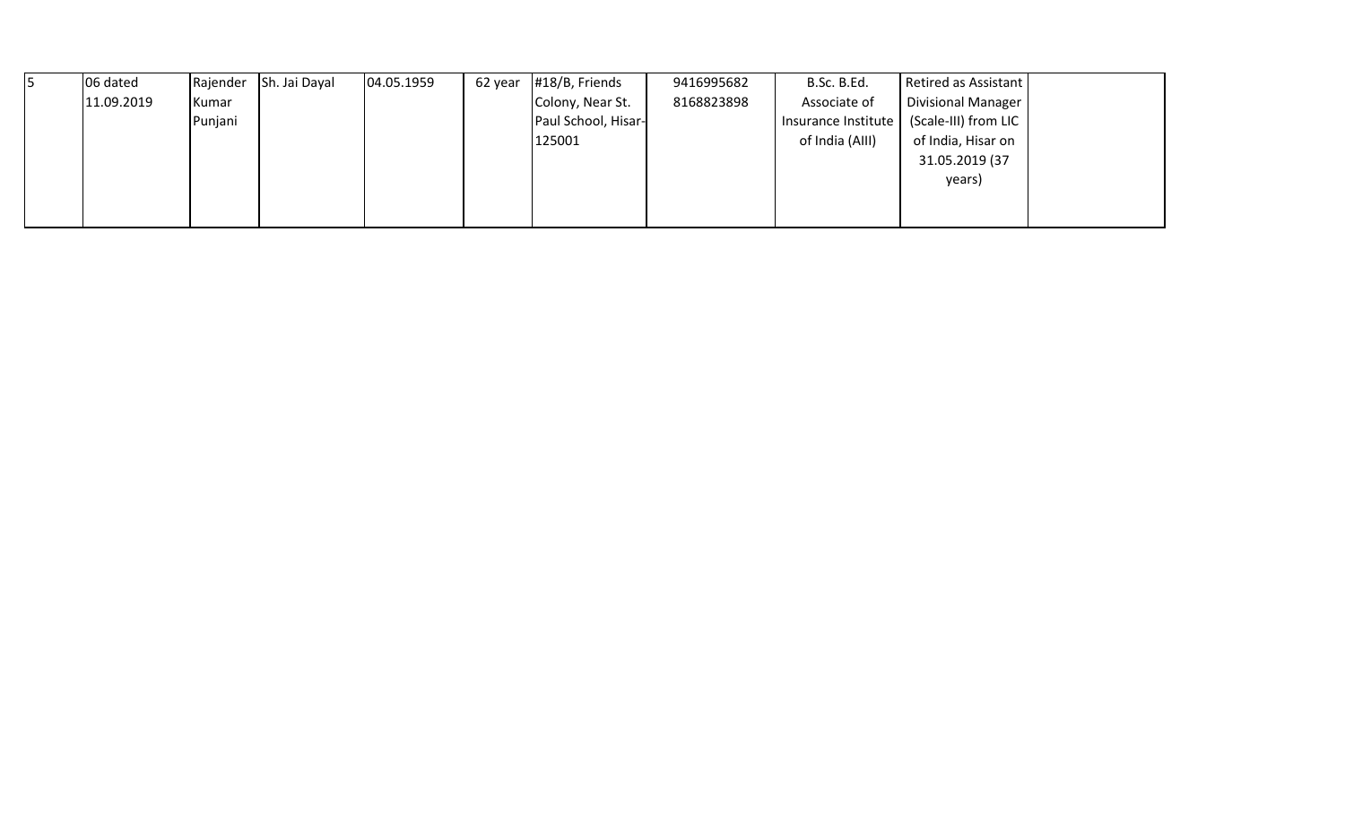| 5 | 06 dated 11.09.2019 | Rajender Kumar Punjani | Sh. Jai Dayal | 04.05.1959 | 62 year | #18/B, Friends Colony, Near St. Paul School, Hisar-125001 | 9416995682 8168823898 | B.Sc. B.Ed. Associate of Insurance Institute of India (AIII) | Retired as Assistant Divisional Manager (Scale-III) from LIC of India, Hisar on 31.05.2019 (37 years) | |
|---|---|---|---|---|---|---|---|---|---|---|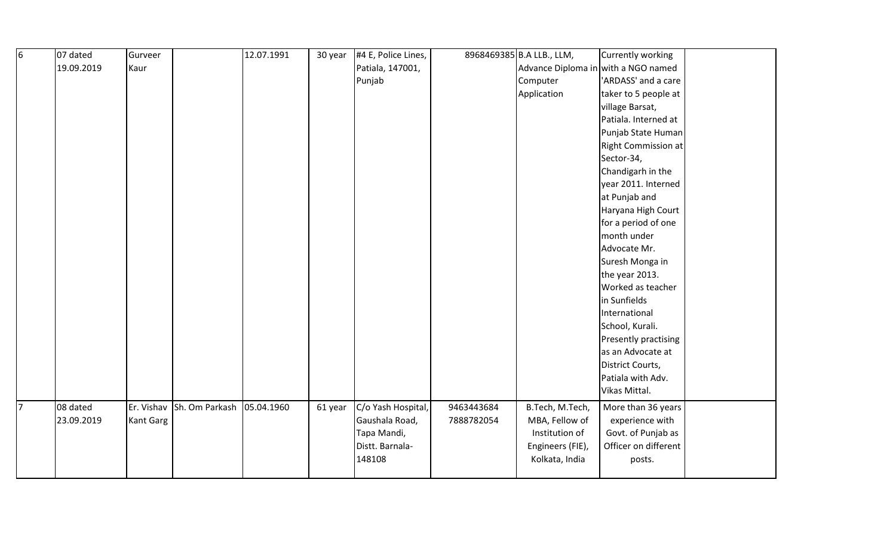| 6 | 07 dated 19.09.2019 | Gurveer Kaur | | 12.07.1991 | 30 year | #4 E, Police Lines, Patiala, 147001, Punjab | 8968469385 | B.A LLB., LLM, Advance Diploma in Computer Application | Currently working with a NGO named 'ARDASS' and a care taker to 5 people at village Barsat, Patiala. Interned at Punjab State Human Right Commission at Sector-34, Chandigarh in the year 2011. Interned at Punjab and Haryana High Court for a period of one month under Advocate Mr. Suresh Monga in the year 2013. Worked as teacher in Sunfields International School, Kurali. Presently practising as an Advocate at District Courts, Patiala with Adv. Vikas Mittal. | |
|---|---|---|---|---|---|---|---|---|---|---|
| 7 | 08 dated 23.09.2019 | Er. Vishav Kant Garg | Sh. Om Parkash | 05.04.1960 | 61 year | C/o Yash Hospital, Gaushala Road, Tapa Mandi, Distt. Barnala-148108 | 9463443684 7888782054 | B.Tech, M.Tech, MBA, Fellow of Institution of Engineers (FIE), Kolkata, India | More than 36 years experience with Govt. of Punjab as Officer on different posts. | |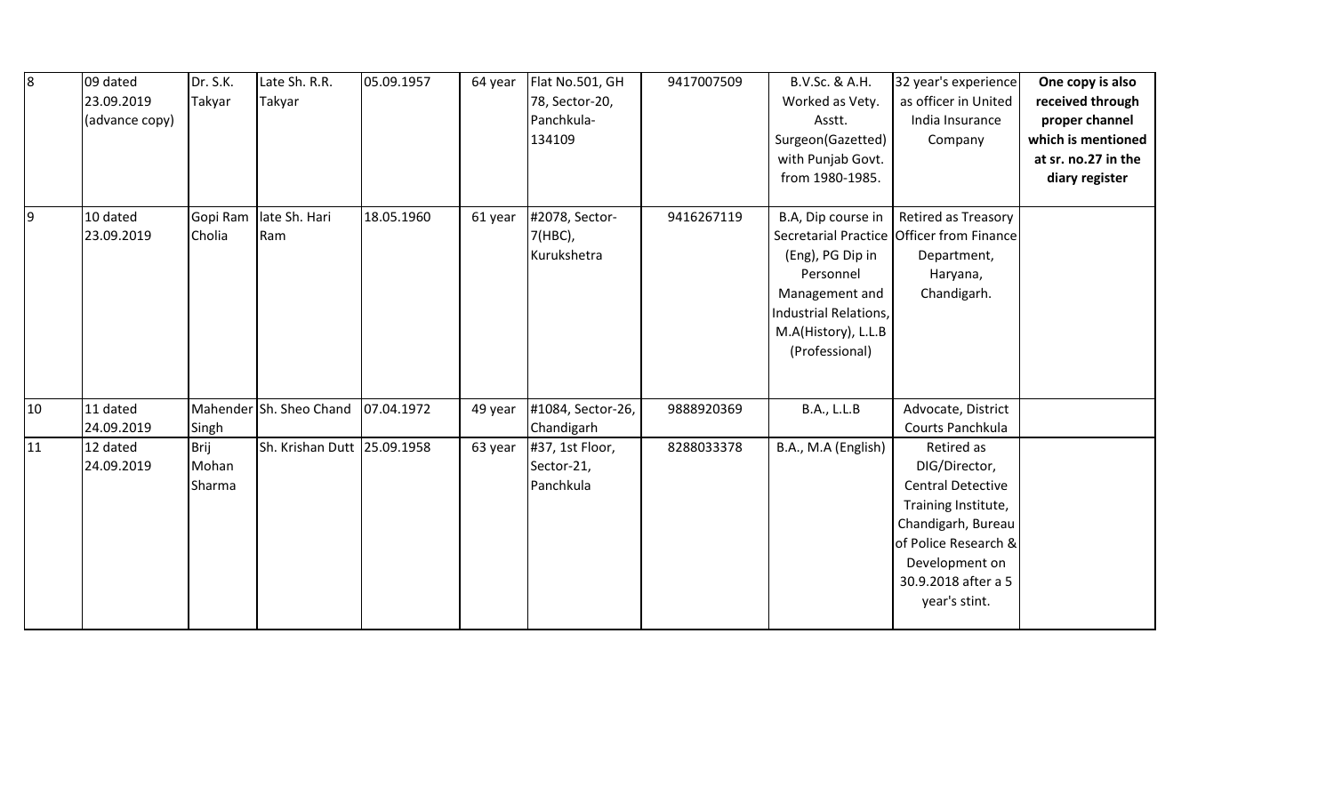| 8 | 09 dated 23.09.2019 (advance copy) | Dr. S.K. Takyar | Late Sh. R.R. Takyar | 05.09.1957 | 64 year | Flat No.501, GH 78, Sector-20, Panchkula-134109 | 9417007509 | B.V.Sc. & A.H. Worked as Vety. Asstt. Surgeon(Gazetted) with Punjab Govt. from 1980-1985. | 32 year's experience as officer in United India Insurance Company | **One copy is also received through proper channel which is mentioned at sr. no.27 in the diary register** |
|---|---|---|---|---|---|---|---|---|---|---|
| 9 | 10 dated 23.09.2019 | Gopi Ram Cholia | late Sh. Hari Ram | 18.05.1960 | 61 year | #2078, Sector-7(HBC), Kurukshetra | 9416267119 | B.A, Dip course in Secretarial Practice (Eng), PG Dip in Personnel Management and Industrial Relations, M.A(History), L.L.B (Professional) | Retired as Treasory Officer from Finance Department, Haryana, Chandigarh. | |
| 10 | 11 dated 24.09.2019 | Mahender Singh | Sh. Sheo Chand | 07.04.1972 | 49 year | #1084, Sector-26, Chandigarh | 9888920369 | B.A., L.L.B | Advocate, District Courts Panchkula | |
| 11 | 12 dated 24.09.2019 | Brij Mohan Sharma | Sh. Krishan Dutt | 25.09.1958 | 63 year | #37, 1st Floor, Sector-21, Panchkula | 8288033378 | B.A., M.A (English) | Retired as DIG/Director, Central Detective Training Institute, Chandigarh, Bureau of Police Research & Development on 30.9.2018 after a 5 year's stint. | |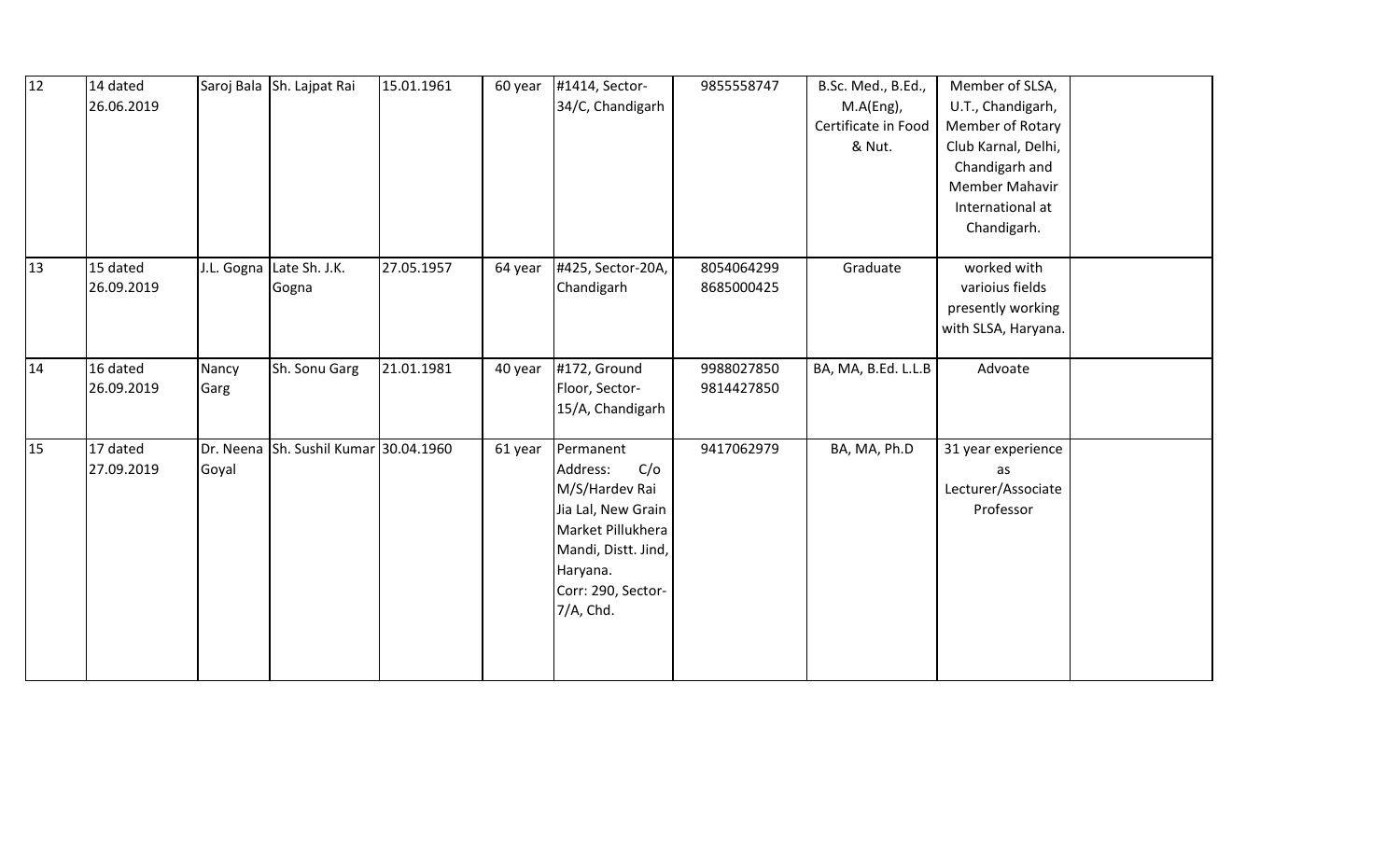| 12 | 14 dated 26.06.2019 | Saroj Bala | Sh. Lajpat Rai | 15.01.1961 | 60 year | #1414, Sector-34/C, Chandigarh | 9855558747 | B.Sc. Med., B.Ed., M.A(Eng), Certificate in Food & Nut. | Member of SLSA, U.T., Chandigarh, Member of Rotary Club Karnal, Delhi, Chandigarh and Member Mahavir International at Chandigarh. | |
|---|---|---|---|---|---|---|---|---|---|---|
| 13 | 15 dated 26.09.2019 | J.L. Gogna | Late Sh. J.K. Gogna | 27.05.1957 | 64 year | #425, Sector-20A, Chandigarh | 8054064299 8685000425 | Graduate | worked with varioius fields presently working with SLSA, Haryana. | |
| 14 | 16 dated 26.09.2019 | Nancy Garg | Sh. Sonu Garg | 21.01.1981 | 40 year | #172, Ground Floor, Sector-15/A, Chandigarh | 9988027850 9814427850 | BA, MA, B.Ed. L.L.B | Advoate | |
| 15 | 17 dated 27.09.2019 | Dr. Neena Goyal | Sh. Sushil Kumar | 30.04.1960 | 61 year | Permanent Address: C/o M/S/Hardev Rai Jia Lal, New Grain Market Pillukhera Mandi, Distt. Jind, Haryana. Corr: 290, Sector-7/A, Chd. | 9417062979 | BA, MA, Ph.D | 31 year experience as Lecturer/Associate Professor | |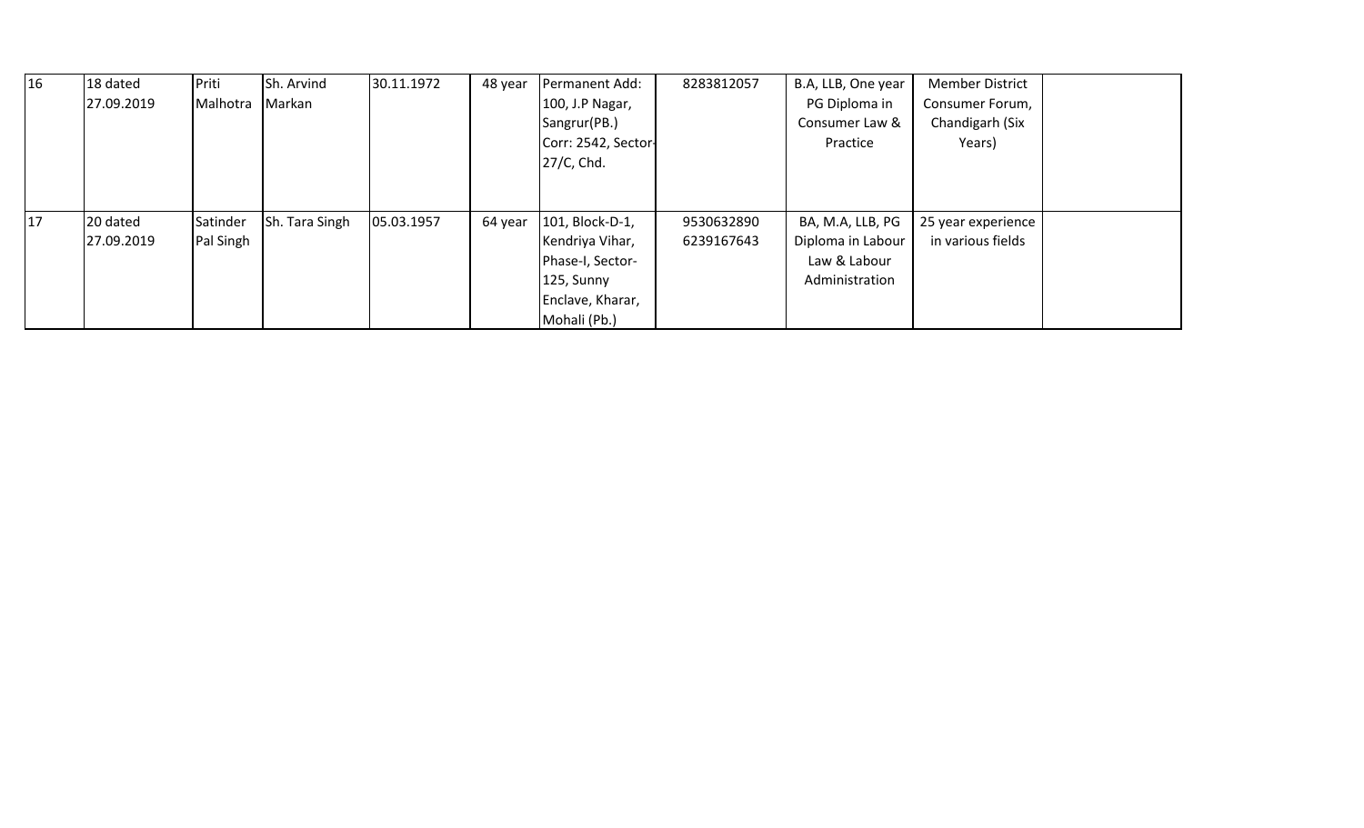|  |  |  |  |  |  |  |  |  |  |  |
|---|---|---|---|---|---|---|---|---|---|---|
| 16 | 18 dated 27.09.2019 | Priti Malhotra | Sh. Arvind Markan | 30.11.1972 | 48 year | Permanent Add: 100, J.P Nagar, Sangrur(PB.) Corr: 2542, Sector-27/C, Chd. | 8283812057 | B.A, LLB, One year PG Diploma in Consumer Law & Practice | Member District Consumer Forum, Chandigarh (Six Years) |  |
| 17 | 20 dated 27.09.2019 | Satinder Pal Singh | Sh. Tara Singh | 05.03.1957 | 64 year | 101, Block-D-1, Kendriya Vihar, Phase-I, Sector-125, Sunny Enclave, Kharar, Mohali (Pb.) | 9530632890 6239167643 | BA, M.A, LLB, PG Diploma in Labour Law & Labour Administration | 25 year experience in various fields |  |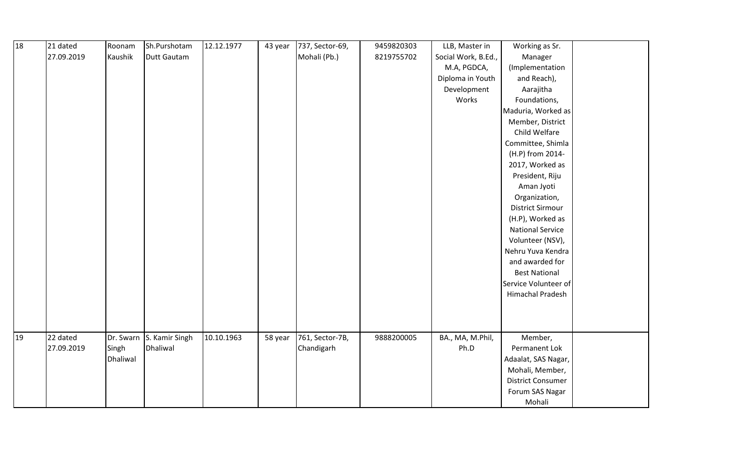| 18 | 21 dated 27.09.2019 | Roonam Kaushik | Sh.Purshotam Dutt Gautam | 12.12.1977 | 43 year | 737, Sector-69, Mohali (Pb.) | 9459820303 8219755702 | LLB, Master in Social Work, B.Ed., M.A, PGDCA, Diploma in Youth Development Works | Working as Sr. Manager (Implementation and Reach), Aarajitha Foundations, Maduria, Worked as Member, District Child Welfare Committee, Shimla (H.P) from 2014-2017, Worked as President, Riju Aman Jyoti Organization, District Sirmour (H.P), Worked as National Service Volunteer (NSV), Nehru Yuva Kendra and awarded for Best National Service Volunteer of Himachal Pradesh | |
|---|---|---|---|---|---|---|---|---|---|---|
| 19 | 22 dated 27.09.2019 | Dr. Swarn Singh Dhaliwal | S. Kamir Singh Dhaliwal | 10.10.1963 | 58 year | 761, Sector-7B, Chandigarh | 9888200005 | BA., MA, M.Phil, Ph.D | Member, Permanent Lok Adaalat, SAS Nagar, Mohali, Member, District Consumer Forum SAS Nagar Mohali | |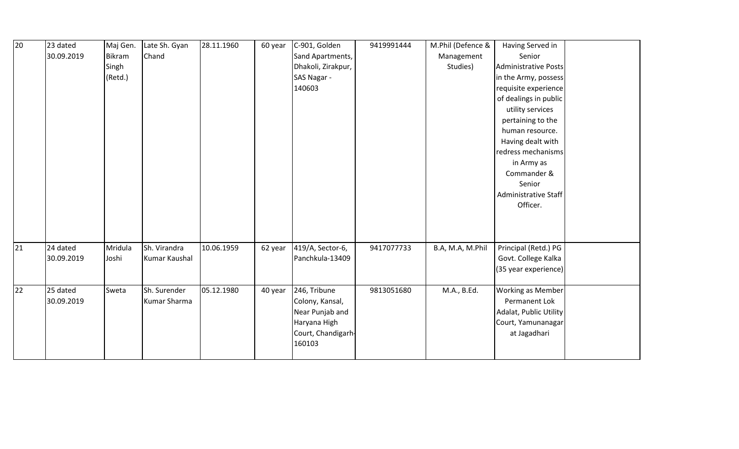| 20 | 23 dated 30.09.2019 | Maj Gen. Bikram Singh (Retd.) | Late Sh. Gyan Chand | 28.11.1960 | 60 year | C-901, Golden Sand Apartments, Dhakoli, Zirakpur, SAS Nagar - 140603 | 9419991444 | M.Phil (Defence & Management Studies) | Having Served in Senior Administrative Posts in the Army, possess requisite experience of dealings in public utility services pertaining to the human resource. Having dealt with redress mechanisms in Army as Commander & Senior Administrative Staff Officer. | |
|---|---|---|---|---|---|---|---|---|---|---|
| 21 | 24 dated 30.09.2019 | Mridula Joshi | Sh. Virandra Kumar Kaushal | 10.06.1959 | 62 year | 419/A, Sector-6, Panchkula-13409 | 9417077733 | B.A, M.A, M.Phil | Principal (Retd.) PG Govt. College Kalka (35 year experience) | |
| 22 | 25 dated 30.09.2019 | Sweta | Sh. Surender Kumar Sharma | 05.12.1980 | 40 year | 246, Tribune Colony, Kansal, Near Punjab and Haryana High Court, Chandigarh-160103 | 9813051680 | M.A., B.Ed. | Working as Member Permanent Lok Adalat, Public Utility Court, Yamunanagar at Jagadhari | |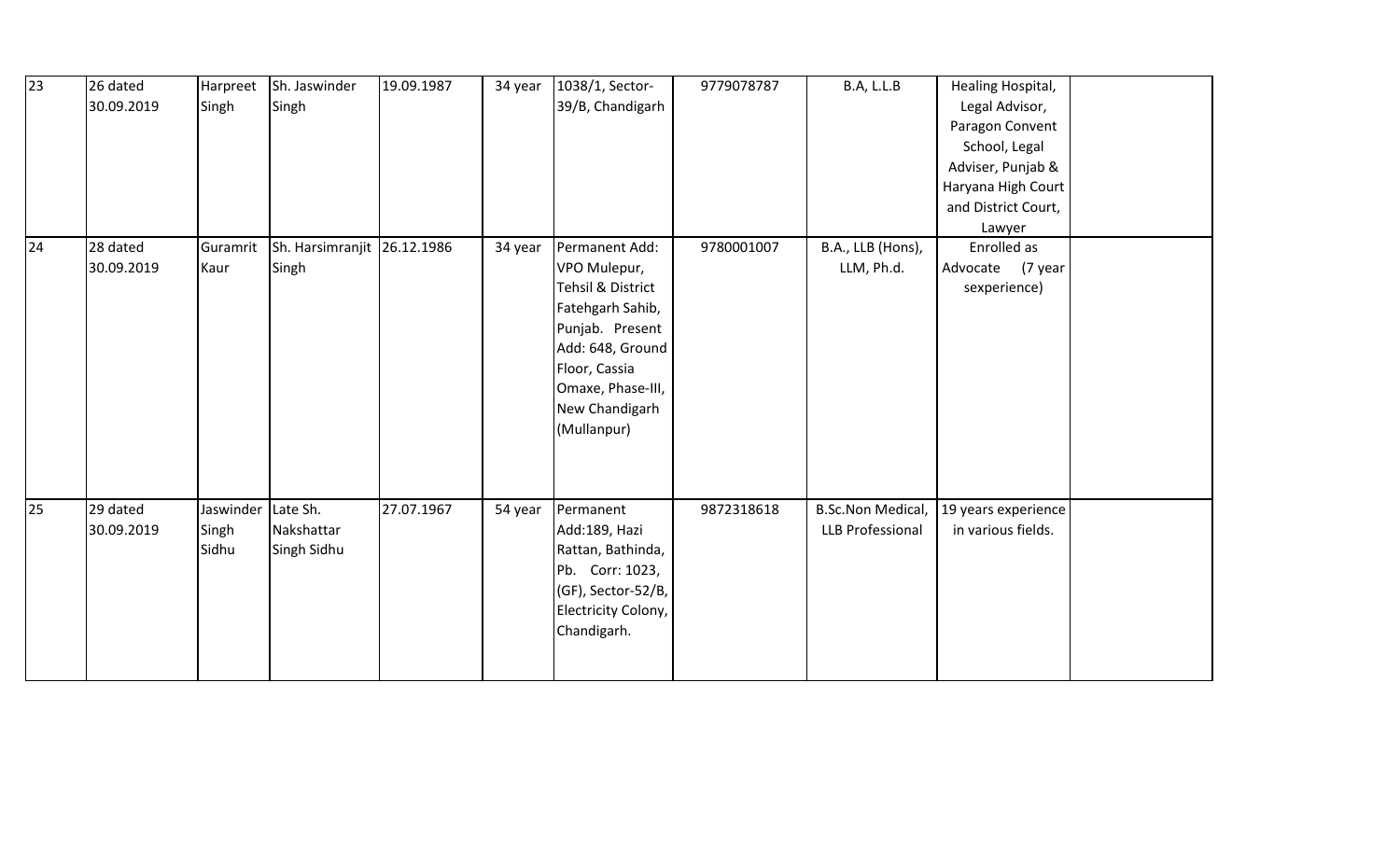| | | | | | | | | | | |
|---|---|---|---|---|---|---|---|---|---|---|
| 23 | 26 dated 30.09.2019 | Harpreet Singh | Sh. Jaswinder Singh | 19.09.1987 | 34 year | 1038/1, Sector-39/B, Chandigarh | 9779078787 | B.A, L.L.B | Healing Hospital, Legal Advisor, Paragon Convent School, Legal Adviser, Punjab & Haryana High Court and District Court, Lawyer | |
| 24 | 28 dated 30.09.2019 | Guramrit Kaur | Sh. Harsimranjit Singh | 26.12.1986 | 34 year | Permanent Add: VPO Mulepur, Tehsil & District Fatehgarh Sahib, Punjab. Present Add: 648, Ground Floor, Cassia Omaxe, Phase-III, New Chandigarh (Mullanpur) | 9780001007 | B.A., LLB (Hons), LLM, Ph.d. | Enrolled as Advocate (7 year sexperience) | |
| 25 | 29 dated 30.09.2019 | Jaswinder Singh Sidhu | Late Sh. Nakshattar Singh Sidhu | 27.07.1967 | 54 year | Permanent Add:189, Hazi Rattan, Bathinda, Pb. Corr: 1023, (GF), Sector-52/B, Electricity Colony, Chandigarh. | 9872318618 | B.Sc.Non Medical, LLB Professional | 19 years experience in various fields. | |